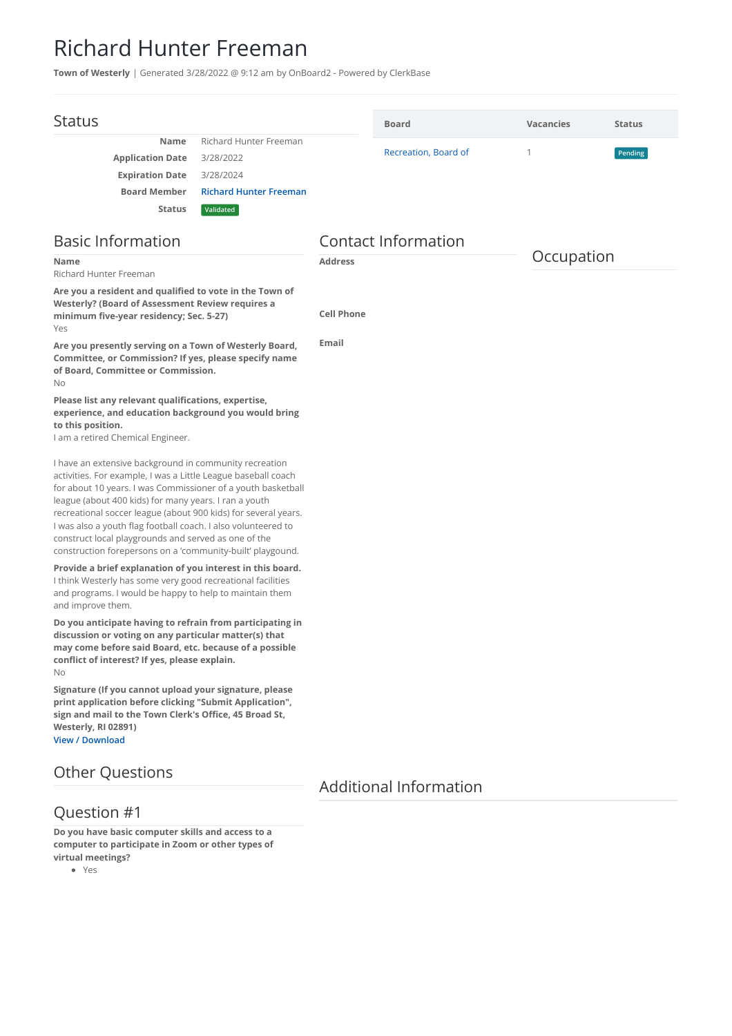# Richard Hunter Freeman

**Town of Westerly** | Generated 3/28/2022 @ 9:12 am by OnBoard2 - Powered by ClerkBase

## Status

| | |
|---|---|
| **Name** | Richard Hunter Freeman |
| **Application Date** | 3/28/2022 |
| **Expiration Date** | 3/28/2024 |
| **Board Member** | Richard Hunter Freeman |
| **Status** | Validated |

| Board | Vacancies | Status |
|---|---|---|
| Recreation, Board of | 1 | Pending |

## Basic Information

**Name**
Richard Hunter Freeman

**Are you a resident and qualified to vote in the Town of Westerly? (Board of Assessment Review requires a minimum five-year residency; Sec. 5-27)**
Yes

**Are you presently serving on a Town of Westerly Board, Committee, or Commission? If yes, please specify name of Board, Committee or Commission.**
No

**Please list any relevant qualifications, expertise, experience, and education background you would bring to this position.**
I am a retired Chemical Engineer.

I have an extensive background in community recreation activities. For example, I was a Little League baseball coach for about 10 years. I was Commissioner of a youth basketball league (about 400 kids) for many years. I ran a youth recreational soccer league (about 900 kids) for several years. I was also a youth flag football coach. I also volunteered to construct local playgrounds and served as one of the construction forepersons on a 'community-built' playgound.

**Provide a brief explanation of you interest in this board.**
I think Westerly has some very good recreational facilities and programs. I would be happy to help to maintain them and improve them.

**Do you anticipate having to refrain from participating in discussion or voting on any particular matter(s) that may come before said Board, etc. because of a possible conflict of interest? If yes, please explain.**
No

**Signature (If you cannot upload your signature, please print application before clicking "Submit Application", sign and mail to the Town Clerk's Office, 45 Broad St, Westerly, RI 02891)**
View / Download

## Contact Information

**Address**

**Cell Phone**

**Email**

## Occupation

## Other Questions

## Question #1

**Do you have basic computer skills and access to a computer to participate in Zoom or other types of virtual meetings?**

- Yes

## Additional Information